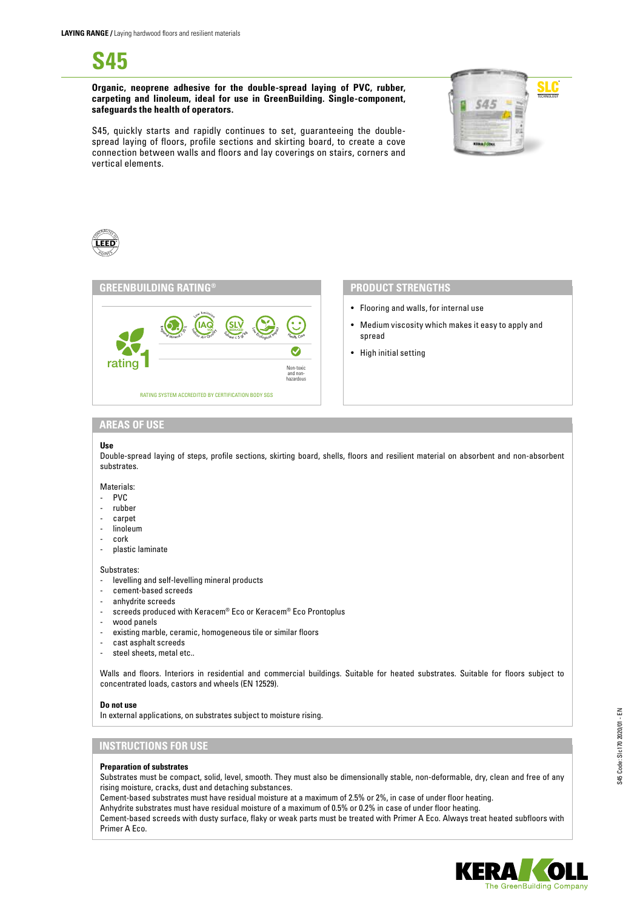**LAYING RANGE /** Laying hardwood floors and resilient materials

# S45

**Organic, neoprene adhesive for the double-spread laying of PVC, rubber, carpeting and linoleum, ideal for use in GreenBuilding. Single-component, safeguards the health of operators.**

S45, quickly starts and rapidly continues to set, guaranteeing the double-spread laying of floors, profile sections and skirting board, to create a cove connection between walls and floors and lay coverings on stairs, corners and vertical elements.

## GREENBUILDING RATING®

rating 1

Non-toxic and non-hazardous

RATING SYSTEM ACCREDITED BY CERTIFICATION BODY SGS

## PRODUCT STRENGTHS

- Flooring and walls, for internal use
- Medium viscosity which makes it easy to apply and spread
- High initial setting

## AREAS OF USE

**Use**

Double-spread laying of steps, profile sections, skirting board, shells, floors and resilient material on absorbent and non-absorbent substrates.

Materials:
- PVC
- rubber
- carpet
- linoleum
- cork
- plastic laminate

Substrates:
- levelling and self-levelling mineral products
- cement-based screeds
- anhydrite screeds
- screeds produced with Keracem® Eco or Keracem® Eco Prontoplus
- wood panels
- existing marble, ceramic, homogeneous tile or similar floors
- cast asphalt screeds
- steel sheets, metal etc..

Walls and floors. Interiors in residential and commercial buildings. Suitable for heated substrates. Suitable for floors subject to concentrated loads, castors and wheels (EN 12529).

**Do not use**

In external applications, on substrates subject to moisture rising.

## INSTRUCTIONS FOR USE

**Preparation of substrates**

Substrates must be compact, solid, level, smooth. They must also be dimensionally stable, non-deformable, dry, clean and free of any rising moisture, cracks, dust and detaching substances.
Cement-based substrates must have residual moisture at a maximum of 2.5% or 2%, in case of under floor heating.
Anhydrite substrates must have residual moisture of a maximum of 0.5% or 0.2% in case of under floor heating.
Cement-based screeds with dusty surface, flaky or weak parts must be treated with Primer A Eco. Always treat heated subfloors with Primer A Eco.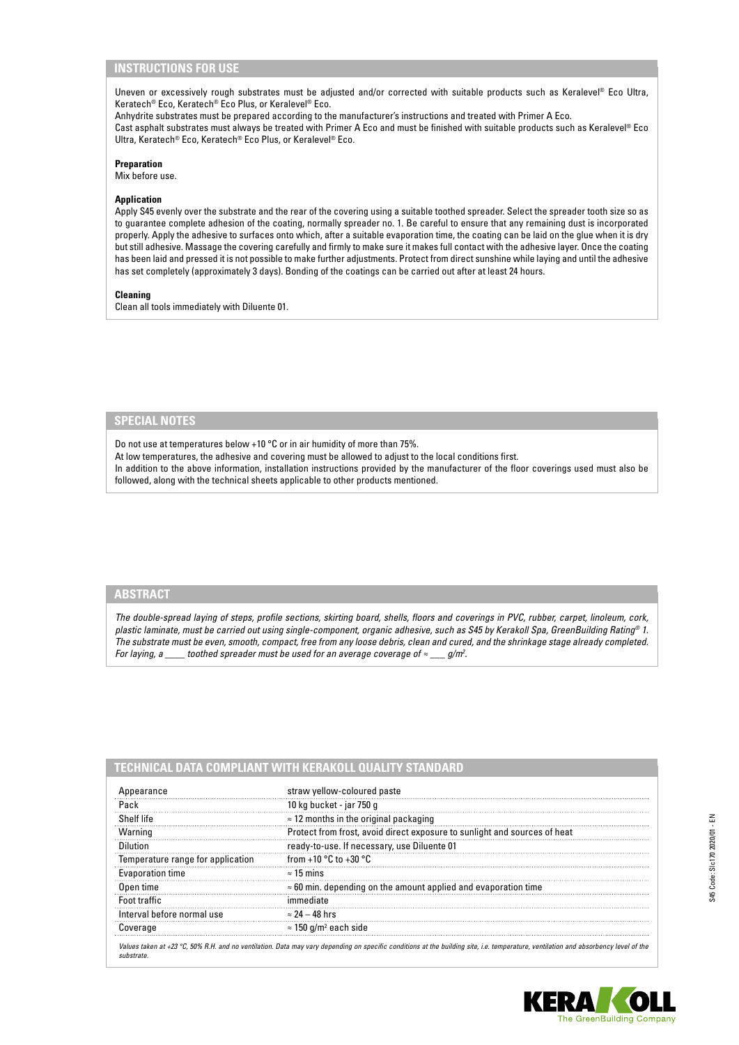## INSTRUCTIONS FOR USE

Uneven or excessively rough substrates must be adjusted and/or corrected with suitable products such as Keralevel® Eco Ultra, Keratech® Eco, Keratech® Eco Plus, or Keralevel® Eco.
Anhydrite substrates must be prepared according to the manufacturer's instructions and treated with Primer A Eco.
Cast asphalt substrates must always be treated with Primer A Eco and must be finished with suitable products such as Keralevel® Eco Ultra, Keratech® Eco, Keratech® Eco Plus, or Keralevel® Eco.

**Preparation**
Mix before use.

**Application**
Apply S45 evenly over the substrate and the rear of the covering using a suitable toothed spreader. Select the spreader tooth size so as to guarantee complete adhesion of the coating, normally spreader no. 1. Be careful to ensure that any remaining dust is incorporated properly. Apply the adhesive to surfaces onto which, after a suitable evaporation time, the coating can be laid on the glue when it is dry but still adhesive. Massage the covering carefully and firmly to make sure it makes full contact with the adhesive layer. Once the coating has been laid and pressed it is not possible to make further adjustments. Protect from direct sunshine while laying and until the adhesive has set completely (approximately 3 days). Bonding of the coatings can be carried out after at least 24 hours.

**Cleaning**
Clean all tools immediately with Diluente 01.

## SPECIAL NOTES

Do not use at temperatures below +10 °C or in air humidity of more than 75%.
At low temperatures, the adhesive and covering must be allowed to adjust to the local conditions first.
In addition to the above information, installation instructions provided by the manufacturer of the floor coverings used must also be followed, along with the technical sheets applicable to other products mentioned.

## ABSTRACT

*The double-spread laying of steps, profile sections, skirting board, shells, floors and coverings in PVC, rubber, carpet, linoleum, cork, plastic laminate, must be carried out using single-component, organic adhesive, such as S45 by Kerakoll Spa, GreenBuilding Rating® 1. The substrate must be even, smooth, compact, free from any loose debris, clean and cured, and the shrinkage stage already completed. For laying, a ____ toothed spreader must be used for an average coverage of ≈ ___ g/m².*

## TECHNICAL DATA COMPLIANT WITH KERAKOLL QUALITY STANDARD

| | |
|---|---|
| Appearance | straw yellow-coloured paste |
| Pack | 10 kg bucket - jar 750 g |
| Shelf life | ≈ 12 months in the original packaging |
| Warning | Protect from frost, avoid direct exposure to sunlight and sources of heat |
| Dilution | ready-to-use. If necessary, use Diluente 01 |
| Temperature range for application | from +10 °C to +30 °C |
| Evaporation time | ≈ 15 mins |
| Open time | ≈ 60 min. depending on the amount applied and evaporation time |
| Foot traffic | immediate |
| Interval before normal use | ≈ 24 – 48 hrs |
| Coverage | ≈ 150 g/m² each side |

*Values taken at +23 °C, 50% R.H. and no ventilation. Data may vary depending on specific conditions at the building site, i.e. temperature, ventilation and absorbency level of the substrate.*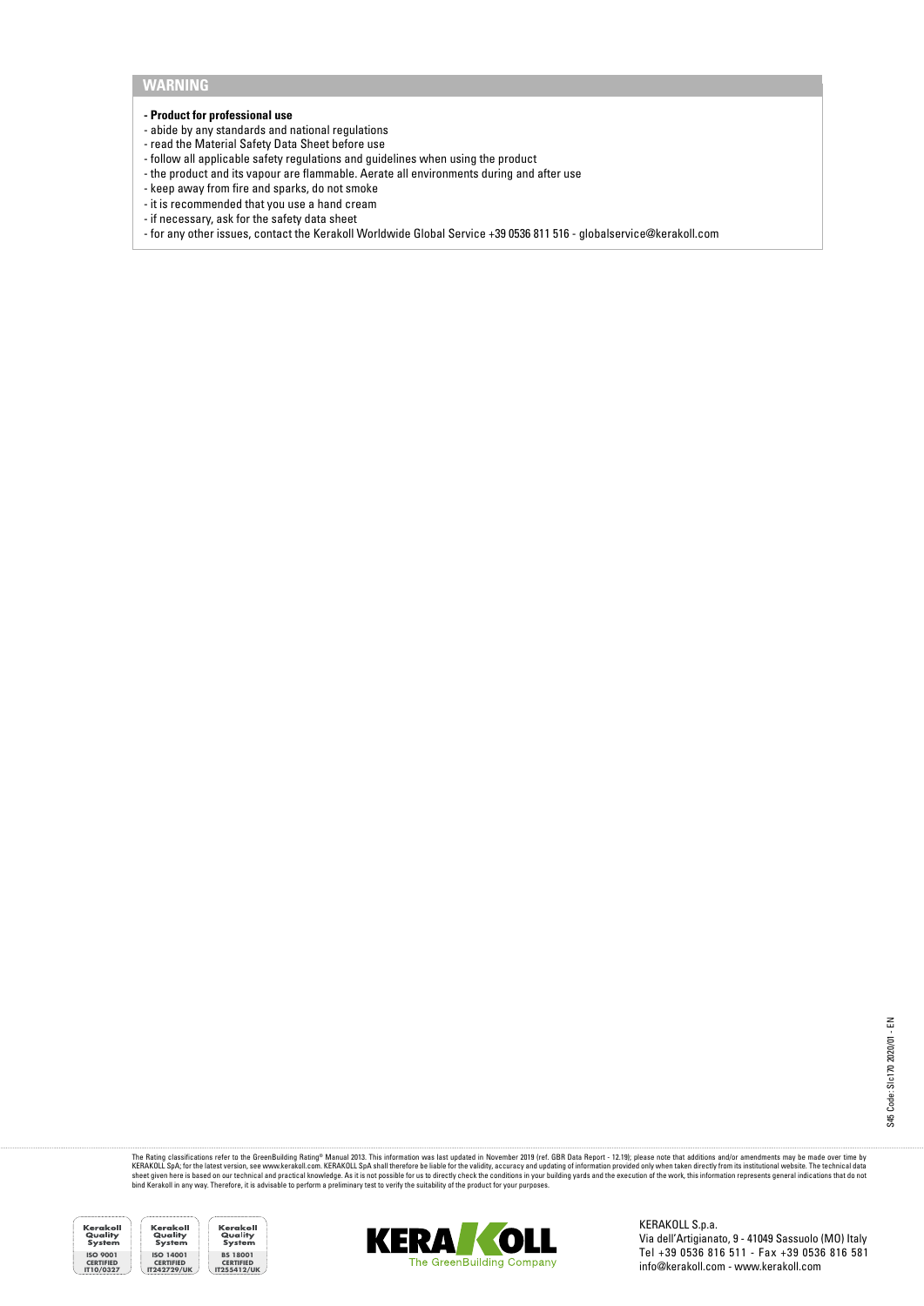## WARNING

- **Product for professional use**
- abide by any standards and national regulations
- read the Material Safety Data Sheet before use
- follow all applicable safety regulations and guidelines when using the product
- the product and its vapour are flammable. Aerate all environments during and after use
- keep away from fire and sparks, do not smoke
- it is recommended that you use a hand cream
- if necessary, ask for the safety data sheet
- for any other issues, contact the Kerakoll Worldwide Global Service +39 0536 811 516 - globalservice@kerakoll.com

S45 Code: SIc170 2020/01 - EN

The Rating classifications refer to the GreenBuilding Rating® Manual 2013. This information was last updated in November 2019 (ref. GBR Data Report - 12.19); please note that additions and/or amendments may be made over time by KERAKOLL SpA; for the latest version, see www.kerakoll.com. KERAKOLL SpA shall therefore be liable for the validity, accuracy and updating of information provided only when taken directly from its institutional website. The technical data sheet given here is based on our technical and practical knowledge. As it is not possible for us to directly check the conditions in your building yards and the execution of the work, this information represents general indications that do not bind Kerakoll in any way. Therefore, it is advisable to perform a preliminary test to verify the suitability of the product for your purposes.

Kerakoll Quality System ISO 9001 CERTIFIED IT10/0327

Kerakoll Quality System ISO 14001 CERTIFIED IT242729/UK

Kerakoll Quality System BS 18001 CERTIFIED IT255412/UK

KERAKOLL The GreenBuilding Company

KERAKOLL S.p.a.
Via dell'Artigianato, 9 - 41049 Sassuolo (MO) Italy
Tel +39 0536 816 511 - Fax +39 0536 816 581
info@kerakoll.com - www.kerakoll.com